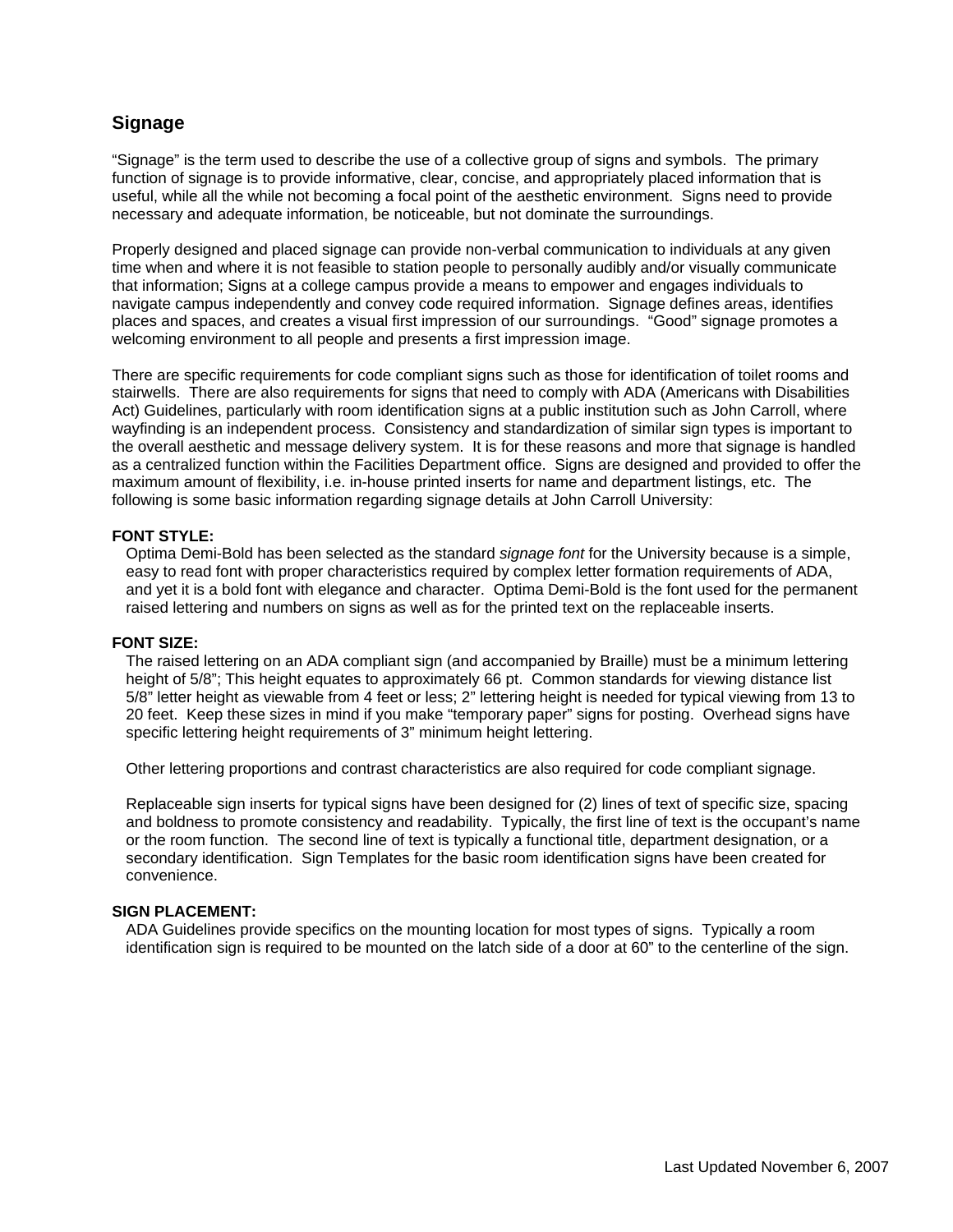## Signage

"Signage" is the term used to describe the use of a collective group of signs and symbols. The primary function of signage is to provide informative, clear, concise, and appropriately placed information that is useful, while all the while not becoming a focal point of the aesthetic environment. Signs need to provide necessary and adequate information, be noticeable, but not dominate the surroundings.

Properly designed and placed signage can provide non-verbal communication to individuals at any given time when and where it is not feasible to station people to personally audibly and/or visually communicate that information; Signs at a college campus provide a means to empower and engages individuals to navigate campus independently and convey code required information. Signage defines areas, identifies places and spaces, and creates a visual first impression of our surroundings. "Good" signage promotes a welcoming environment to all people and presents a first impression image.

There are specific requirements for code compliant signs such as those for identification of toilet rooms and stairwells. There are also requirements for signs that need to comply with ADA (Americans with Disabilities Act) Guidelines, particularly with room identification signs at a public institution such as John Carroll, where wayfinding is an independent process. Consistency and standardization of similar sign types is important to the overall aesthetic and message delivery system. It is for these reasons and more that signage is handled as a centralized function within the Facilities Department office. Signs are designed and provided to offer the maximum amount of flexibility, i.e. in-house printed inserts for name and department listings, etc. The following is some basic information regarding signage details at John Carroll University:

**FONT STYLE:**

Optima Demi-Bold has been selected as the standard *signage font* for the University because is a simple, easy to read font with proper characteristics required by complex letter formation requirements of ADA, and yet it is a bold font with elegance and character. Optima Demi-Bold is the font used for the permanent raised lettering and numbers on signs as well as for the printed text on the replaceable inserts.

**FONT SIZE:**

The raised lettering on an ADA compliant sign (and accompanied by Braille) must be a minimum lettering height of 5/8"; This height equates to approximately 66 pt. Common standards for viewing distance list 5/8" letter height as viewable from 4 feet or less; 2" lettering height is needed for typical viewing from 13 to 20 feet. Keep these sizes in mind if you make "temporary paper" signs for posting. Overhead signs have specific lettering height requirements of 3" minimum height lettering.

Other lettering proportions and contrast characteristics are also required for code compliant signage.

Replaceable sign inserts for typical signs have been designed for (2) lines of text of specific size, spacing and boldness to promote consistency and readability. Typically, the first line of text is the occupant's name or the room function. The second line of text is typically a functional title, department designation, or a secondary identification. Sign Templates for the basic room identification signs have been created for convenience.

**SIGN PLACEMENT:**

ADA Guidelines provide specifics on the mounting location for most types of signs. Typically a room identification sign is required to be mounted on the latch side of a door at 60" to the centerline of the sign.

Last Updated November 6, 2007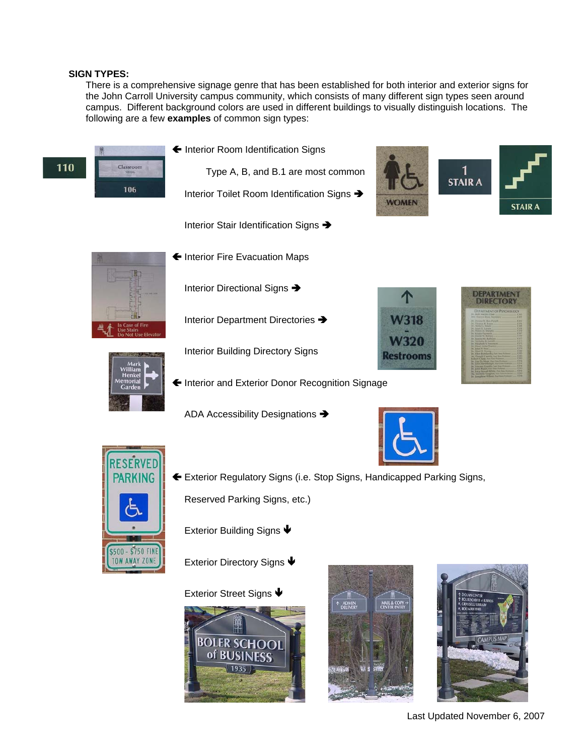**SIGN TYPES:**

There is a comprehensive signage genre that has been established for both interior and exterior signs for the John Carroll University campus community, which consists of many different sign types seen around campus. Different background colors are used in different buildings to visually distinguish locations. The following are a few **examples** of common sign types:

🡐 Interior Room Identification Signs

Type A, B, and B.1 are most common

Interior Toilet Room Identification Signs 🡒

Interior Stair Identification Signs 🡒

🡐 Interior Fire Evacuation Maps

Interior Directional Signs 🡒

Interior Department Directories 🡒

Interior Building Directory Signs

🡐 Interior and Exterior Donor Recognition Signage

ADA Accessibility Designations 🡒

🡐 Exterior Regulatory Signs (i.e. Stop Signs, Handicapped Parking Signs, Reserved Parking Signs, etc.)

Exterior Building Signs 🡓

Exterior Directory Signs 🡓

Exterior Street Signs 🡓

Last Updated November 6, 2007